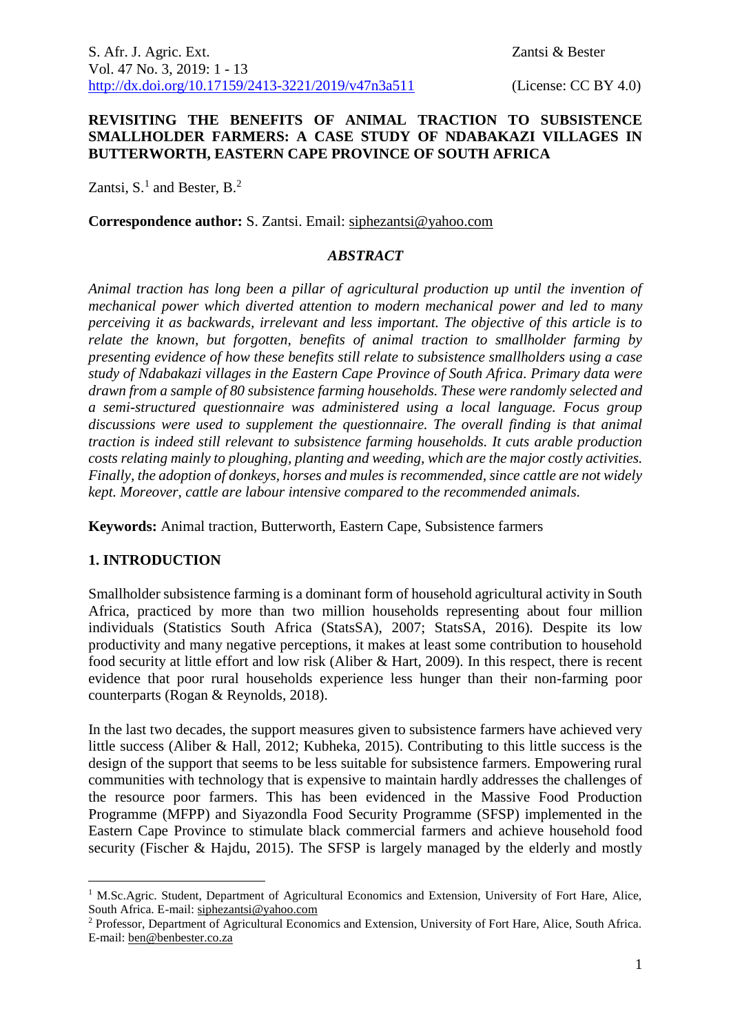# REVISITING THE BENEFITS OF ANIMAL TRACTION TO SUBSISTENCE SMALLHOLDER FARMERS: A CASE STUDY OF NDABAKAZI VILLAGES IN BUTTERWORTH, EASTERN CAPE PROVINCE OF SOUTH AFRICA

Zantsi, S.[1] and Bester, B.[2]

**Correspondence author:** S. Zantsi. Email: siphezantsi@yahoo.com

## *ABSTRACT*

*Animal traction has long been a pillar of agricultural production up until the invention of mechanical power which diverted attention to modern mechanical power and led to many perceiving it as backwards, irrelevant and less important. The objective of this article is to relate the known, but forgotten, benefits of animal traction to smallholder farming by presenting evidence of how these benefits still relate to subsistence smallholders using a case study of Ndabakazi villages in the Eastern Cape Province of South Africa. Primary data were drawn from a sample of 80 subsistence farming households. These were randomly selected and a semi-structured questionnaire was administered using a local language. Focus group discussions were used to supplement the questionnaire. The overall finding is that animal traction is indeed still relevant to subsistence farming households. It cuts arable production costs relating mainly to ploughing, planting and weeding, which are the major costly activities. Finally, the adoption of donkeys, horses and mules is recommended, since cattle are not widely kept. Moreover, cattle are labour intensive compared to the recommended animals.*

**Keywords:** Animal traction, Butterworth, Eastern Cape, Subsistence farmers

## 1. INTRODUCTION

Smallholder subsistence farming is a dominant form of household agricultural activity in South Africa, practiced by more than two million households representing about four million individuals (Statistics South Africa (StatsSA), 2007; StatsSA, 2016). Despite its low productivity and many negative perceptions, it makes at least some contribution to household food security at little effort and low risk (Aliber & Hart, 2009). In this respect, there is recent evidence that poor rural households experience less hunger than their non-farming poor counterparts (Rogan & Reynolds, 2018).

In the last two decades, the support measures given to subsistence farmers have achieved very little success (Aliber & Hall, 2012; Kubheka, 2015). Contributing to this little success is the design of the support that seems to be less suitable for subsistence farmers. Empowering rural communities with technology that is expensive to maintain hardly addresses the challenges of the resource poor farmers. This has been evidenced in the Massive Food Production Programme (MFPP) and Siyazondla Food Security Programme (SFSP) implemented in the Eastern Cape Province to stimulate black commercial farmers and achieve household food security (Fischer & Hajdu, 2015). The SFSP is largely managed by the elderly and mostly

---

[1] M.Sc.Agric. Student, Department of Agricultural Economics and Extension, University of Fort Hare, Alice, South Africa. E-mail: siphezantsi@yahoo.com

[2] Professor, Department of Agricultural Economics and Extension, University of Fort Hare, Alice, South Africa. E-mail: ben@benbester.co.za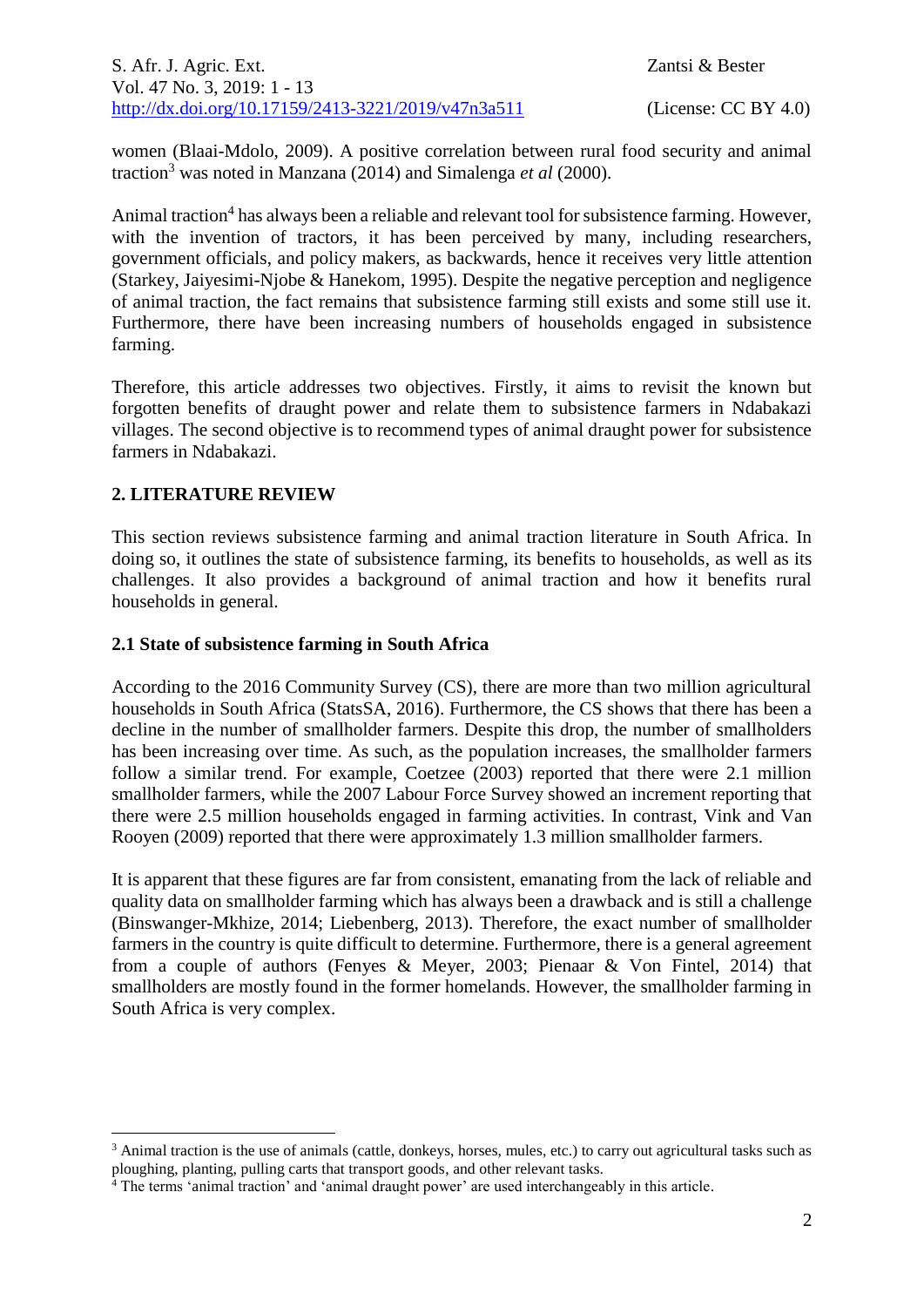women (Blaai-Mdolo, 2009). A positive correlation between rural food security and animal traction[3] was noted in Manzana (2014) and Simalenga *et al* (2000).

Animal traction[4] has always been a reliable and relevant tool for subsistence farming. However, with the invention of tractors, it has been perceived by many, including researchers, government officials, and policy makers, as backwards, hence it receives very little attention (Starkey, Jaiyesimi-Njobe & Hanekom, 1995). Despite the negative perception and negligence of animal traction, the fact remains that subsistence farming still exists and some still use it. Furthermore, there have been increasing numbers of households engaged in subsistence farming.

Therefore, this article addresses two objectives. Firstly, it aims to revisit the known but forgotten benefits of draught power and relate them to subsistence farmers in Ndabakazi villages. The second objective is to recommend types of animal draught power for subsistence farmers in Ndabakazi.

## 2. LITERATURE REVIEW

This section reviews subsistence farming and animal traction literature in South Africa. In doing so, it outlines the state of subsistence farming, its benefits to households, as well as its challenges. It also provides a background of animal traction and how it benefits rural households in general.

### 2.1 State of subsistence farming in South Africa

According to the 2016 Community Survey (CS), there are more than two million agricultural households in South Africa (StatsSA, 2016). Furthermore, the CS shows that there has been a decline in the number of smallholder farmers. Despite this drop, the number of smallholders has been increasing over time. As such, as the population increases, the smallholder farmers follow a similar trend. For example, Coetzee (2003) reported that there were 2.1 million smallholder farmers, while the 2007 Labour Force Survey showed an increment reporting that there were 2.5 million households engaged in farming activities. In contrast, Vink and Van Rooyen (2009) reported that there were approximately 1.3 million smallholder farmers.

It is apparent that these figures are far from consistent, emanating from the lack of reliable and quality data on smallholder farming which has always been a drawback and is still a challenge (Binswanger-Mkhize, 2014; Liebenberg, 2013). Therefore, the exact number of smallholder farmers in the country is quite difficult to determine. Furthermore, there is a general agreement from a couple of authors (Fenyes & Meyer, 2003; Pienaar & Von Fintel, 2014) that smallholders are mostly found in the former homelands. However, the smallholder farming in South Africa is very complex.

---

[3] Animal traction is the use of animals (cattle, donkeys, horses, mules, etc.) to carry out agricultural tasks such as ploughing, planting, pulling carts that transport goods, and other relevant tasks.

[4] The terms 'animal traction' and 'animal draught power' are used interchangeably in this article.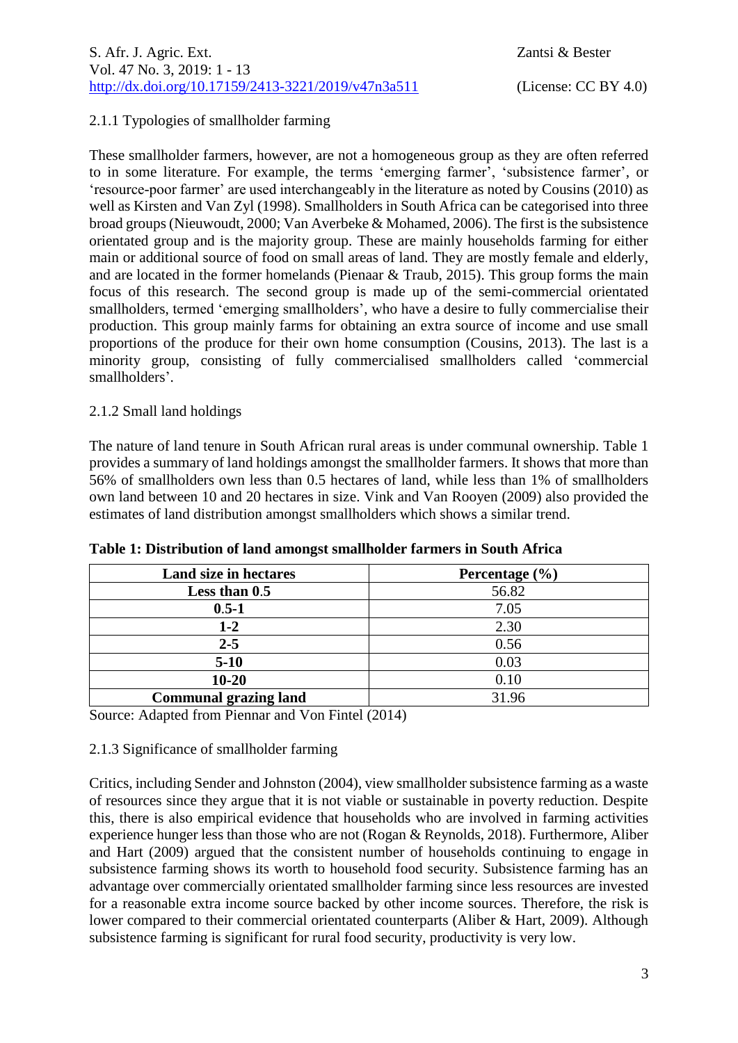### 2.1.1 Typologies of smallholder farming

These smallholder farmers, however, are not a homogeneous group as they are often referred to in some literature. For example, the terms 'emerging farmer', 'subsistence farmer', or 'resource-poor farmer' are used interchangeably in the literature as noted by Cousins (2010) as well as Kirsten and Van Zyl (1998). Smallholders in South Africa can be categorised into three broad groups (Nieuwoudt, 2000; Van Averbeke & Mohamed, 2006). The first is the subsistence orientated group and is the majority group. These are mainly households farming for either main or additional source of food on small areas of land. They are mostly female and elderly, and are located in the former homelands (Pienaar & Traub, 2015). This group forms the main focus of this research. The second group is made up of the semi-commercial orientated smallholders, termed 'emerging smallholders', who have a desire to fully commercialise their production. This group mainly farms for obtaining an extra source of income and use small proportions of the produce for their own home consumption (Cousins, 2013). The last is a minority group, consisting of fully commercialised smallholders called 'commercial smallholders'.

### 2.1.2 Small land holdings

The nature of land tenure in South African rural areas is under communal ownership. Table 1 provides a summary of land holdings amongst the smallholder farmers. It shows that more than 56% of smallholders own less than 0.5 hectares of land, while less than 1% of smallholders own land between 10 and 20 hectares in size. Vink and Van Rooyen (2009) also provided the estimates of land distribution amongst smallholders which shows a similar trend.

**Table 1: Distribution of land amongst smallholder farmers in South Africa**

| Land size in hectares | Percentage (%) |
|---|---|
| **Less than 0.5** | 56.82 |
| **0.5-1** | 7.05 |
| **1-2** | 2.30 |
| **2-5** | 0.56 |
| **5-10** | 0.03 |
| **10-20** | 0.10 |
| **Communal grazing land** | 31.96 |

Source: Adapted from Piennar and Von Fintel (2014)

### 2.1.3 Significance of smallholder farming

Critics, including Sender and Johnston (2004), view smallholder subsistence farming as a waste of resources since they argue that it is not viable or sustainable in poverty reduction. Despite this, there is also empirical evidence that households who are involved in farming activities experience hunger less than those who are not (Rogan & Reynolds, 2018). Furthermore, Aliber and Hart (2009) argued that the consistent number of households continuing to engage in subsistence farming shows its worth to household food security. Subsistence farming has an advantage over commercially orientated smallholder farming since less resources are invested for a reasonable extra income source backed by other income sources. Therefore, the risk is lower compared to their commercial orientated counterparts (Aliber & Hart, 2009). Although subsistence farming is significant for rural food security, productivity is very low.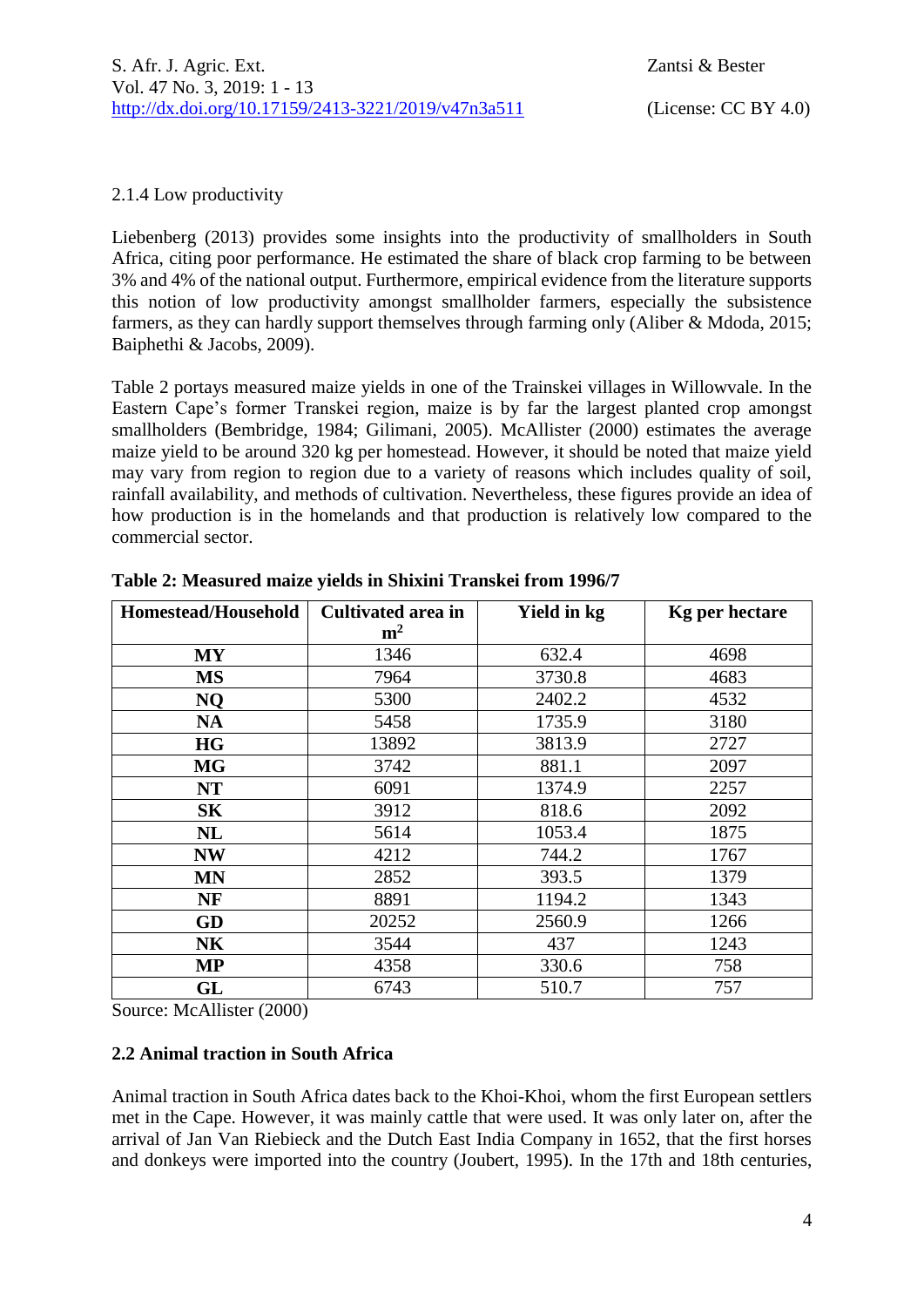### 2.1.4 Low productivity

Liebenberg (2013) provides some insights into the productivity of smallholders in South Africa, citing poor performance. He estimated the share of black crop farming to be between 3% and 4% of the national output. Furthermore, empirical evidence from the literature supports this notion of low productivity amongst smallholder farmers, especially the subsistence farmers, as they can hardly support themselves through farming only (Aliber & Mdoda, 2015; Baiphethi & Jacobs, 2009).

Table 2 portays measured maize yields in one of the Trainskei villages in Willowvale. In the Eastern Cape's former Transkei region, maize is by far the largest planted crop amongst smallholders (Bembridge, 1984; Gilimani, 2005). McAllister (2000) estimates the average maize yield to be around 320 kg per homestead. However, it should be noted that maize yield may vary from region to region due to a variety of reasons which includes quality of soil, rainfall availability, and methods of cultivation. Nevertheless, these figures provide an idea of how production is in the homelands and that production is relatively low compared to the commercial sector.

**Table 2: Measured maize yields in Shixini Transkei from 1996/7**

| Homestead/Household | Cultivated area in $m^2$ | Yield in kg | Kg per hectare |
|---|---|---|---|
| **MY** | 1346 | 632.4 | 4698 |
| **MS** | 7964 | 3730.8 | 4683 |
| **NQ** | 5300 | 2402.2 | 4532 |
| **NA** | 5458 | 1735.9 | 3180 |
| **HG** | 13892 | 3813.9 | 2727 |
| **MG** | 3742 | 881.1 | 2097 |
| **NT** | 6091 | 1374.9 | 2257 |
| **SK** | 3912 | 818.6 | 2092 |
| **NL** | 5614 | 1053.4 | 1875 |
| **NW** | 4212 | 744.2 | 1767 |
| **MN** | 2852 | 393.5 | 1379 |
| **NF** | 8891 | 1194.2 | 1343 |
| **GD** | 20252 | 2560.9 | 1266 |
| **NK** | 3544 | 437 | 1243 |
| **MP** | 4358 | 330.6 | 758 |
| **GL** | 6743 | 510.7 | 757 |

Source: McAllister (2000)

### 2.2 Animal traction in South Africa

Animal traction in South Africa dates back to the Khoi-Khoi, whom the first European settlers met in the Cape. However, it was mainly cattle that were used. It was only later on, after the arrival of Jan Van Riebieck and the Dutch East India Company in 1652, that the first horses and donkeys were imported into the country (Joubert, 1995). In the 17th and 18th centuries,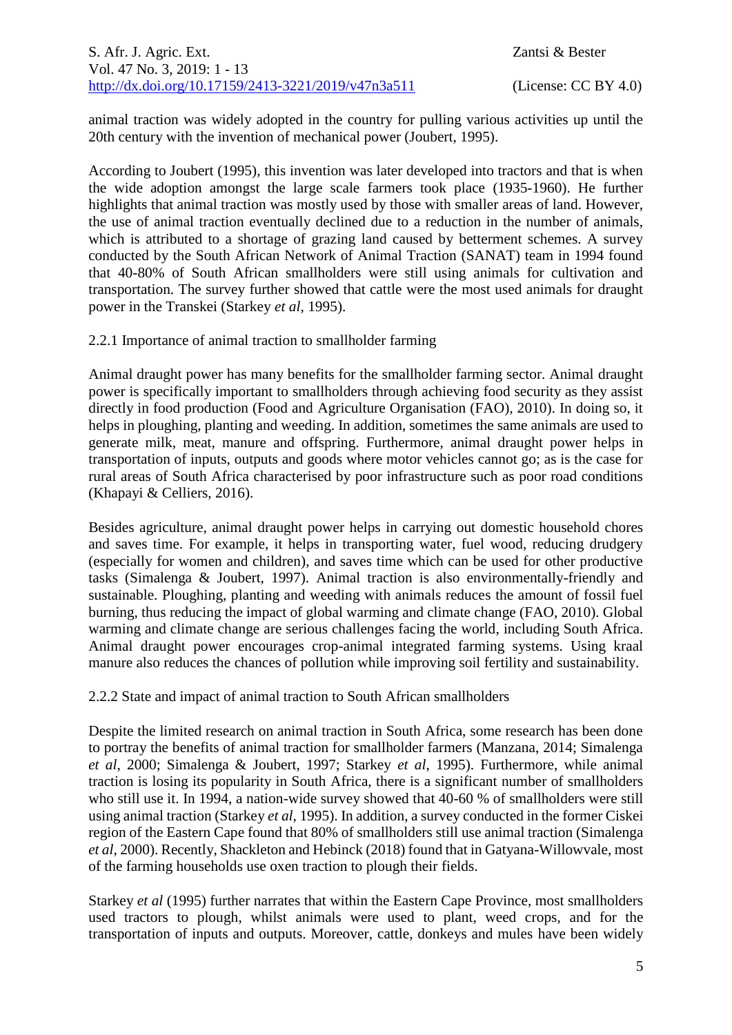animal traction was widely adopted in the country for pulling various activities up until the 20th century with the invention of mechanical power (Joubert, 1995).

According to Joubert (1995), this invention was later developed into tractors and that is when the wide adoption amongst the large scale farmers took place (1935-1960). He further highlights that animal traction was mostly used by those with smaller areas of land. However, the use of animal traction eventually declined due to a reduction in the number of animals, which is attributed to a shortage of grazing land caused by betterment schemes. A survey conducted by the South African Network of Animal Traction (SANAT) team in 1994 found that 40-80% of South African smallholders were still using animals for cultivation and transportation. The survey further showed that cattle were the most used animals for draught power in the Transkei (Starkey *et al*, 1995).

### 2.2.1 Importance of animal traction to smallholder farming

Animal draught power has many benefits for the smallholder farming sector. Animal draught power is specifically important to smallholders through achieving food security as they assist directly in food production (Food and Agriculture Organisation (FAO), 2010). In doing so, it helps in ploughing, planting and weeding. In addition, sometimes the same animals are used to generate milk, meat, manure and offspring. Furthermore, animal draught power helps in transportation of inputs, outputs and goods where motor vehicles cannot go; as is the case for rural areas of South Africa characterised by poor infrastructure such as poor road conditions (Khapayi & Celliers, 2016).

Besides agriculture, animal draught power helps in carrying out domestic household chores and saves time. For example, it helps in transporting water, fuel wood, reducing drudgery (especially for women and children), and saves time which can be used for other productive tasks (Simalenga & Joubert, 1997). Animal traction is also environmentally-friendly and sustainable. Ploughing, planting and weeding with animals reduces the amount of fossil fuel burning, thus reducing the impact of global warming and climate change (FAO, 2010). Global warming and climate change are serious challenges facing the world, including South Africa. Animal draught power encourages crop-animal integrated farming systems. Using kraal manure also reduces the chances of pollution while improving soil fertility and sustainability.

### 2.2.2 State and impact of animal traction to South African smallholders

Despite the limited research on animal traction in South Africa, some research has been done to portray the benefits of animal traction for smallholder farmers (Manzana, 2014; Simalenga *et al*, 2000; Simalenga & Joubert, 1997; Starkey *et al*, 1995). Furthermore, while animal traction is losing its popularity in South Africa, there is a significant number of smallholders who still use it. In 1994, a nation-wide survey showed that 40-60 % of smallholders were still using animal traction (Starkey *et al*, 1995). In addition, a survey conducted in the former Ciskei region of the Eastern Cape found that 80% of smallholders still use animal traction (Simalenga *et al*, 2000). Recently, Shackleton and Hebinck (2018) found that in Gatyana-Willowvale, most of the farming households use oxen traction to plough their fields.

Starkey *et al* (1995) further narrates that within the Eastern Cape Province, most smallholders used tractors to plough, whilst animals were used to plant, weed crops, and for the transportation of inputs and outputs. Moreover, cattle, donkeys and mules have been widely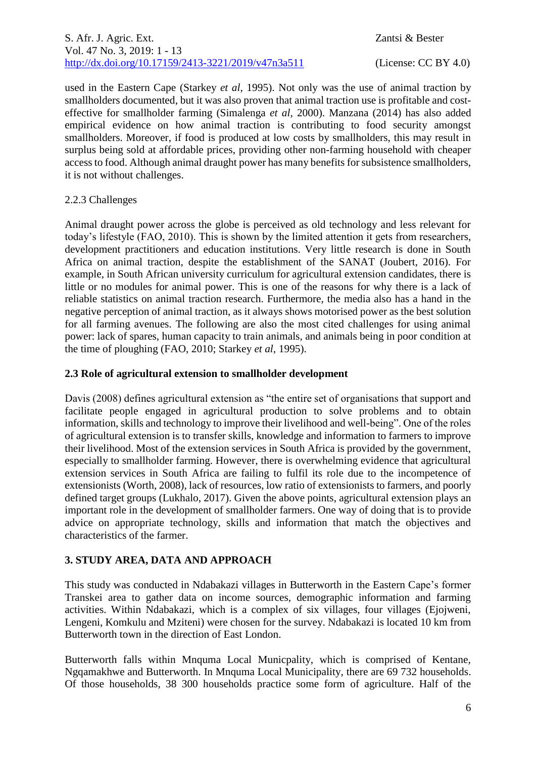used in the Eastern Cape (Starkey *et al*, 1995). Not only was the use of animal traction by smallholders documented, but it was also proven that animal traction use is profitable and cost-effective for smallholder farming (Simalenga *et al*, 2000). Manzana (2014) has also added empirical evidence on how animal traction is contributing to food security amongst smallholders. Moreover, if food is produced at low costs by smallholders, this may result in surplus being sold at affordable prices, providing other non-farming household with cheaper access to food. Although animal draught power has many benefits for subsistence smallholders, it is not without challenges.

#### 2.2.3 Challenges

Animal draught power across the globe is perceived as old technology and less relevant for today's lifestyle (FAO, 2010). This is shown by the limited attention it gets from researchers, development practitioners and education institutions. Very little research is done in South Africa on animal traction, despite the establishment of the SANAT (Joubert, 2016). For example, in South African university curriculum for agricultural extension candidates, there is little or no modules for animal power. This is one of the reasons for why there is a lack of reliable statistics on animal traction research. Furthermore, the media also has a hand in the negative perception of animal traction, as it always shows motorised power as the best solution for all farming avenues. The following are also the most cited challenges for using animal power: lack of spares, human capacity to train animals, and animals being in poor condition at the time of ploughing (FAO, 2010; Starkey *et al*, 1995).

### 2.3 Role of agricultural extension to smallholder development

Davis (2008) defines agricultural extension as "the entire set of organisations that support and facilitate people engaged in agricultural production to solve problems and to obtain information, skills and technology to improve their livelihood and well-being". One of the roles of agricultural extension is to transfer skills, knowledge and information to farmers to improve their livelihood. Most of the extension services in South Africa is provided by the government, especially to smallholder farming. However, there is overwhelming evidence that agricultural extension services in South Africa are failing to fulfil its role due to the incompetence of extensionists (Worth, 2008), lack of resources, low ratio of extensionists to farmers, and poorly defined target groups (Lukhalo, 2017). Given the above points, agricultural extension plays an important role in the development of smallholder farmers. One way of doing that is to provide advice on appropriate technology, skills and information that match the objectives and characteristics of the farmer.

## 3. STUDY AREA, DATA AND APPROACH

This study was conducted in Ndabakazi villages in Butterworth in the Eastern Cape's former Transkei area to gather data on income sources, demographic information and farming activities. Within Ndabakazi, which is a complex of six villages, four villages (Ejojweni, Lengeni, Komkulu and Mziteni) were chosen for the survey. Ndabakazi is located 10 km from Butterworth town in the direction of East London.

Butterworth falls within Mnquma Local Municpality, which is comprised of Kentane, Ngqamakhwe and Butterworth. In Mnquma Local Municipality, there are 69 732 households. Of those households, 38 300 households practice some form of agriculture. Half of the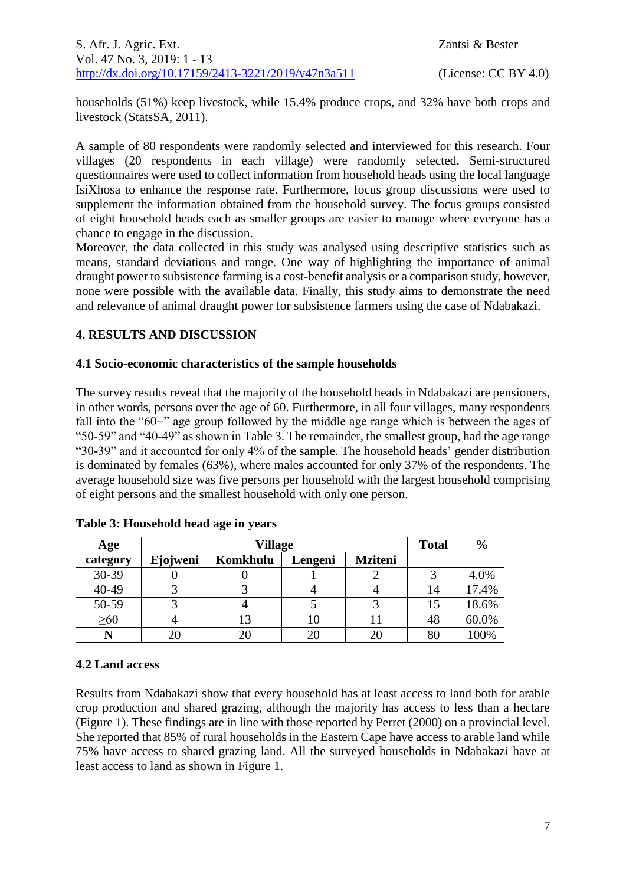households (51%) keep livestock, while 15.4% produce crops, and 32% have both crops and livestock (StatsSA, 2011).

A sample of 80 respondents were randomly selected and interviewed for this research. Four villages (20 respondents in each village) were randomly selected. Semi-structured questionnaires were used to collect information from household heads using the local language IsiXhosa to enhance the response rate. Furthermore, focus group discussions were used to supplement the information obtained from the household survey. The focus groups consisted of eight household heads each as smaller groups are easier to manage where everyone has a chance to engage in the discussion.
Moreover, the data collected in this study was analysed using descriptive statistics such as means, standard deviations and range. One way of highlighting the importance of animal draught power to subsistence farming is a cost-benefit analysis or a comparison study, however, none were possible with the available data. Finally, this study aims to demonstrate the need and relevance of animal draught power for subsistence farmers using the case of Ndabakazi.

## 4. RESULTS AND DISCUSSION

### 4.1 Socio-economic characteristics of the sample households

The survey results reveal that the majority of the household heads in Ndabakazi are pensioners, in other words, persons over the age of 60. Furthermore, in all four villages, many respondents fall into the "60+" age group followed by the middle age range which is between the ages of "50-59" and "40-49" as shown in Table 3. The remainder, the smallest group, had the age range "30-39" and it accounted for only 4% of the sample. The household heads' gender distribution is dominated by females (63%), where males accounted for only 37% of the respondents. The average household size was five persons per household with the largest household comprising of eight persons and the smallest household with only one person.

**Table 3: Household head age in years**

| Age category | Village | | | | Total | % |
|---|---|---|---|---|---|---|
| | Ejojweni | Komkhulu | Lengeni | Mziteni | | |
| 30-39 | 0 | 0 | 1 | 2 | 3 | 4.0% |
| 40-49 | 3 | 3 | 4 | 4 | 14 | 17.4% |
| 50-59 | 3 | 4 | 5 | 3 | 15 | 18.6% |
| ≥60 | 4 | 13 | 10 | 11 | 48 | 60.0% |
| **N** | 20 | 20 | 20 | 20 | 80 | 100% |

### 4.2 Land access

Results from Ndabakazi show that every household has at least access to land both for arable crop production and shared grazing, although the majority has access to less than a hectare (Figure 1). These findings are in line with those reported by Perret (2000) on a provincial level. She reported that 85% of rural households in the Eastern Cape have access to arable land while 75% have access to shared grazing land. All the surveyed households in Ndabakazi have at least access to land as shown in Figure 1.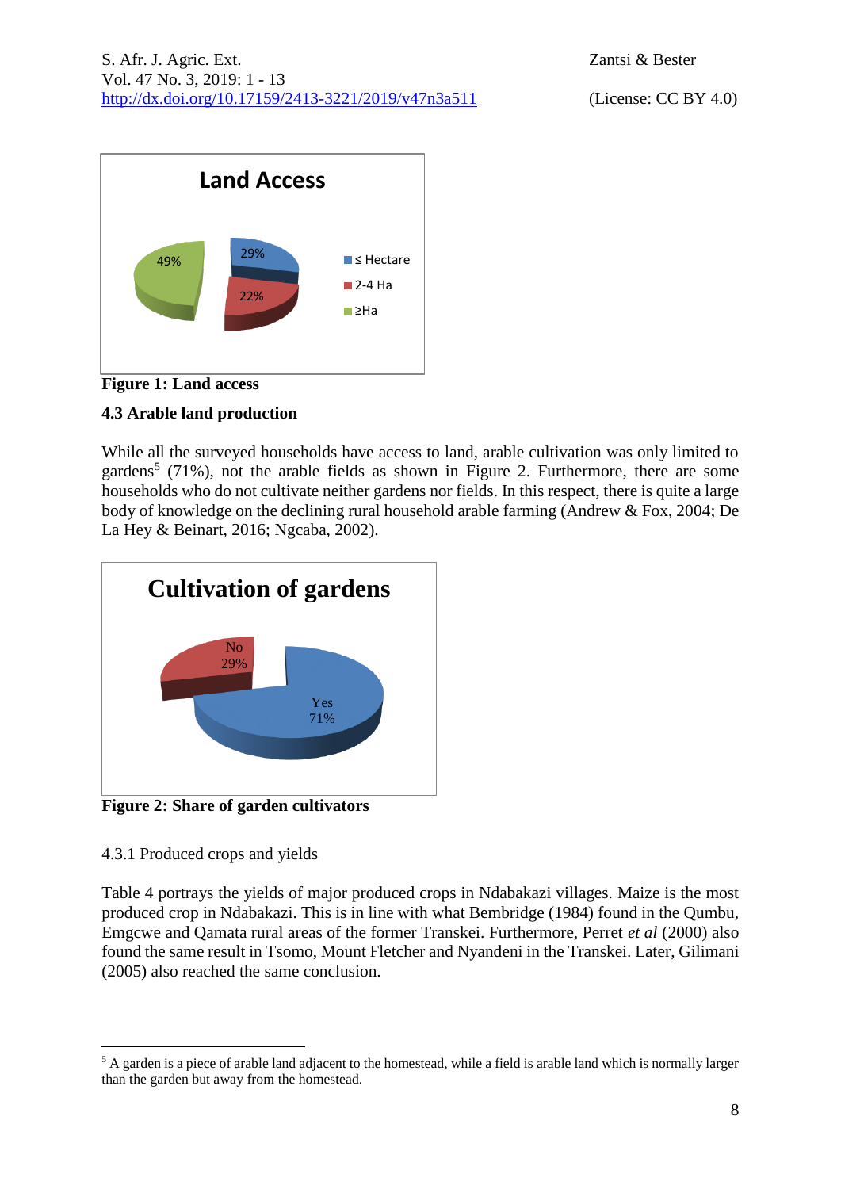**Figure 1: Land access**

### 4.3 Arable land production

While all the surveyed households have access to land, arable cultivation was only limited to gardens[5] (71%), not the arable fields as shown in Figure 2. Furthermore, there are some households who do not cultivate neither gardens nor fields. In this respect, there is quite a large body of knowledge on the declining rural household arable farming (Andrew & Fox, 2004; De La Hey & Beinart, 2016; Ngcaba, 2002).

**Figure 2: Share of garden cultivators**

4.3.1 Produced crops and yields

Table 4 portrays the yields of major produced crops in Ndabakazi villages. Maize is the most produced crop in Ndabakazi. This is in line with what Bembridge (1984) found in the Qumbu, Emgcwe and Qamata rural areas of the former Transkei. Furthermore, Perret *et al* (2000) also found the same result in Tsomo, Mount Fletcher and Nyandeni in the Transkei. Later, Gilimani (2005) also reached the same conclusion.

[5] A garden is a piece of arable land adjacent to the homestead, while a field is arable land which is normally larger than the garden but away from the homestead.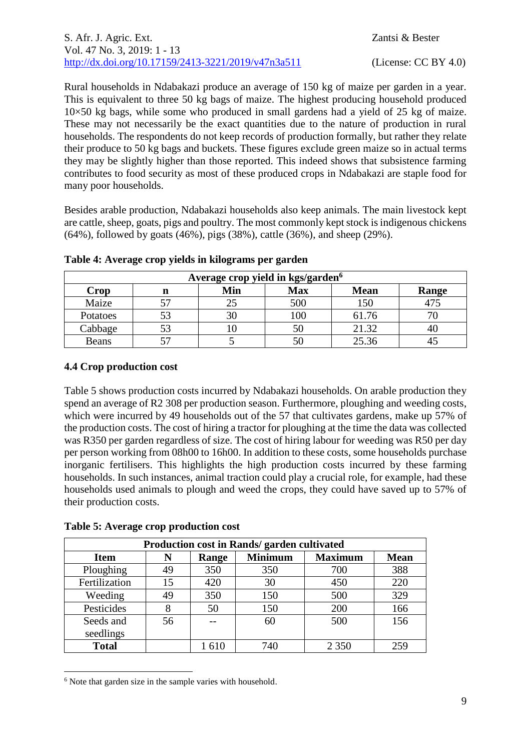Rural households in Ndabakazi produce an average of 150 kg of maize per garden in a year. This is equivalent to three 50 kg bags of maize. The highest producing household produced 10×50 kg bags, while some who produced in small gardens had a yield of 25 kg of maize. These may not necessarily be the exact quantities due to the nature of production in rural households. The respondents do not keep records of production formally, but rather they relate their produce to 50 kg bags and buckets. These figures exclude green maize so in actual terms they may be slightly higher than those reported. This indeed shows that subsistence farming contributes to food security as most of these produced crops in Ndabakazi are staple food for many poor households.

Besides arable production, Ndabakazi households also keep animals. The main livestock kept are cattle, sheep, goats, pigs and poultry. The most commonly kept stock is indigenous chickens (64%), followed by goats (46%), pigs (38%), cattle (36%), and sheep (29%).

**Table 4: Average crop yields in kilograms per garden**

| Average crop yield in kgs/garden[6] | | | | | |
|---|---|---|---|---|---|
| **Crop** | **n** | **Min** | **Max** | **Mean** | **Range** |
| Maize | 57 | 25 | 500 | 150 | 475 |
| Potatoes | 53 | 30 | 100 | 61.76 | 70 |
| Cabbage | 53 | 10 | 50 | 21.32 | 40 |
| Beans | 57 | 5 | 50 | 25.36 | 45 |

### 4.4 Crop production cost

Table 5 shows production costs incurred by Ndabakazi households. On arable production they spend an average of R2 308 per production season. Furthermore, ploughing and weeding costs, which were incurred by 49 households out of the 57 that cultivates gardens, make up 57% of the production costs. The cost of hiring a tractor for ploughing at the time the data was collected was R350 per garden regardless of size. The cost of hiring labour for weeding was R50 per day per person working from 08h00 to 16h00. In addition to these costs, some households purchase inorganic fertilisers. This highlights the high production costs incurred by these farming households. In such instances, animal traction could play a crucial role, for example, had these households used animals to plough and weed the crops, they could have saved up to 57% of their production costs.

**Table 5: Average crop production cost**

| Production cost in Rands/ garden cultivated | | | | | |
|---|---|---|---|---|---|
| **Item** | **N** | **Range** | **Minimum** | **Maximum** | **Mean** |
| Ploughing | 49 | 350 | 350 | 700 | 388 |
| Fertilization | 15 | 420 | 30 | 450 | 220 |
| Weeding | 49 | 350 | 150 | 500 | 329 |
| Pesticides | 8 | 50 | 150 | 200 | 166 |
| Seeds and seedlings | 56 | -- | 60 | 500 | 156 |
| **Total** | | 1 610 | 740 | 2 350 | 259 |

[6] Note that garden size in the sample varies with household.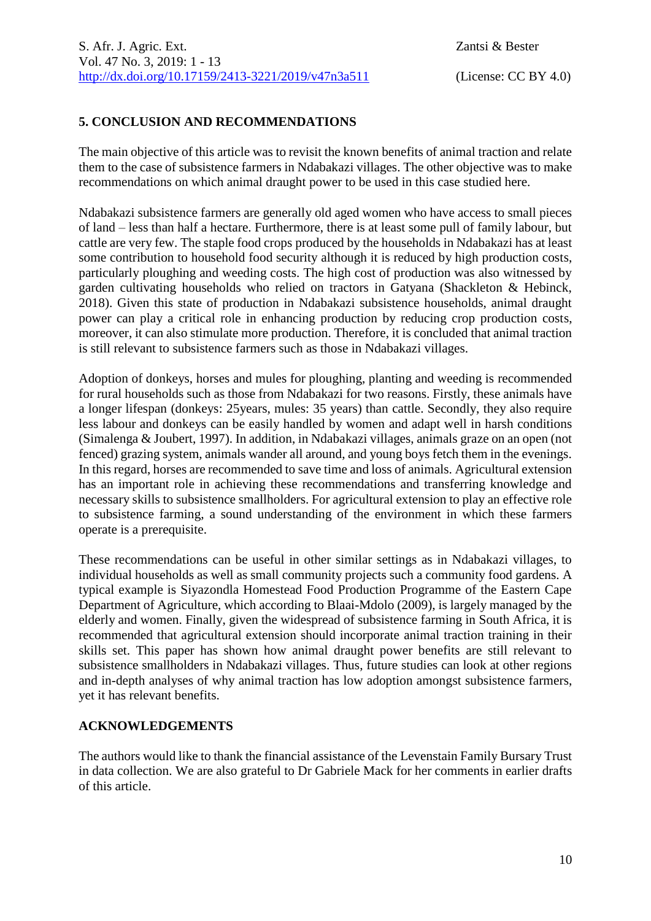## 5. CONCLUSION AND RECOMMENDATIONS

The main objective of this article was to revisit the known benefits of animal traction and relate them to the case of subsistence farmers in Ndabakazi villages. The other objective was to make recommendations on which animal draught power to be used in this case studied here.

Ndabakazi subsistence farmers are generally old aged women who have access to small pieces of land – less than half a hectare. Furthermore, there is at least some pull of family labour, but cattle are very few. The staple food crops produced by the households in Ndabakazi has at least some contribution to household food security although it is reduced by high production costs, particularly ploughing and weeding costs. The high cost of production was also witnessed by garden cultivating households who relied on tractors in Gatyana (Shackleton & Hebinck, 2018). Given this state of production in Ndabakazi subsistence households, animal draught power can play a critical role in enhancing production by reducing crop production costs, moreover, it can also stimulate more production. Therefore, it is concluded that animal traction is still relevant to subsistence farmers such as those in Ndabakazi villages.

Adoption of donkeys, horses and mules for ploughing, planting and weeding is recommended for rural households such as those from Ndabakazi for two reasons. Firstly, these animals have a longer lifespan (donkeys: 25years, mules: 35 years) than cattle. Secondly, they also require less labour and donkeys can be easily handled by women and adapt well in harsh conditions (Simalenga & Joubert, 1997). In addition, in Ndabakazi villages, animals graze on an open (not fenced) grazing system, animals wander all around, and young boys fetch them in the evenings. In this regard, horses are recommended to save time and loss of animals. Agricultural extension has an important role in achieving these recommendations and transferring knowledge and necessary skills to subsistence smallholders. For agricultural extension to play an effective role to subsistence farming, a sound understanding of the environment in which these farmers operate is a prerequisite.

These recommendations can be useful in other similar settings as in Ndabakazi villages, to individual households as well as small community projects such a community food gardens. A typical example is Siyazondla Homestead Food Production Programme of the Eastern Cape Department of Agriculture, which according to Blaai-Mdolo (2009), is largely managed by the elderly and women. Finally, given the widespread of subsistence farming in South Africa, it is recommended that agricultural extension should incorporate animal traction training in their skills set. This paper has shown how animal draught power benefits are still relevant to subsistence smallholders in Ndabakazi villages. Thus, future studies can look at other regions and in-depth analyses of why animal traction has low adoption amongst subsistence farmers, yet it has relevant benefits.

## ACKNOWLEDGEMENTS

The authors would like to thank the financial assistance of the Levenstain Family Bursary Trust in data collection. We are also grateful to Dr Gabriele Mack for her comments in earlier drafts of this article.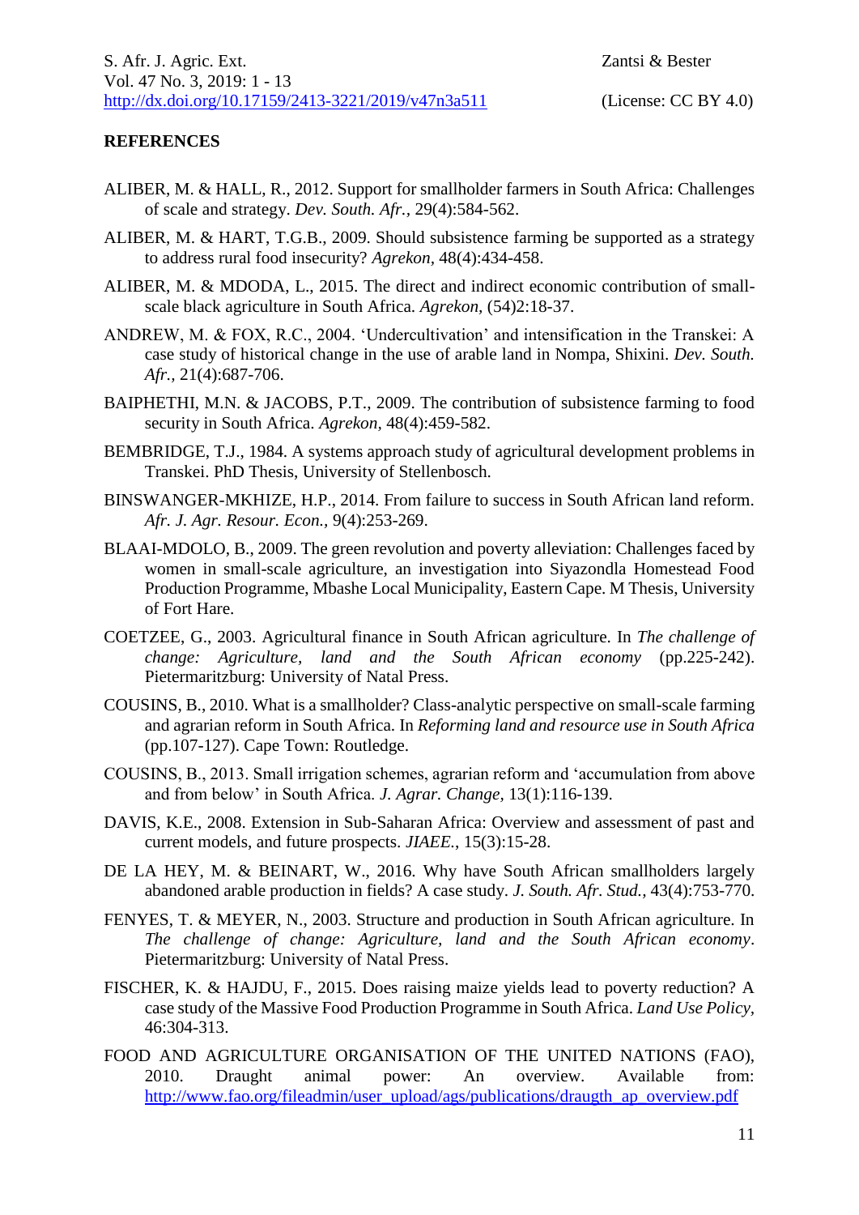## REFERENCES

ALIBER, M. & HALL, R., 2012. Support for smallholder farmers in South Africa: Challenges of scale and strategy. *Dev. South. Afr.,* 29(4):584-562.

ALIBER, M. & HART, T.G.B., 2009. Should subsistence farming be supported as a strategy to address rural food insecurity? *Agrekon,* 48(4):434-458.

ALIBER, M. & MDODA, L., 2015. The direct and indirect economic contribution of small-scale black agriculture in South Africa. *Agrekon,* (54)2:18-37.

ANDREW, M. & FOX, R.C., 2004. 'Undercultivation' and intensification in the Transkei: A case study of historical change in the use of arable land in Nompa, Shixini. *Dev. South. Afr.,* 21(4):687-706.

BAIPHETHI, M.N. & JACOBS, P.T., 2009. The contribution of subsistence farming to food security in South Africa. *Agrekon,* 48(4):459-582.

BEMBRIDGE, T.J., 1984. A systems approach study of agricultural development problems in Transkei. PhD Thesis, University of Stellenbosch.

BINSWANGER-MKHIZE, H.P., 2014. From failure to success in South African land reform. *Afr. J. Agr. Resour. Econ.,* 9(4):253-269.

BLAAI-MDOLO, B., 2009. The green revolution and poverty alleviation: Challenges faced by women in small-scale agriculture, an investigation into Siyazondla Homestead Food Production Programme, Mbashe Local Municipality, Eastern Cape. M Thesis, University of Fort Hare.

COETZEE, G., 2003. Agricultural finance in South African agriculture. In *The challenge of change: Agriculture, land and the South African economy* (pp.225-242). Pietermaritzburg: University of Natal Press.

COUSINS, B., 2010. What is a smallholder? Class-analytic perspective on small-scale farming and agrarian reform in South Africa. In *Reforming land and resource use in South Africa* (pp.107-127). Cape Town: Routledge.

COUSINS, B., 2013. Small irrigation schemes, agrarian reform and 'accumulation from above and from below' in South Africa. *J. Agrar. Change,* 13(1):116-139.

DAVIS, K.E., 2008. Extension in Sub-Saharan Africa: Overview and assessment of past and current models, and future prospects. *JIAEE.*, 15(3):15-28.

DE LA HEY, M. & BEINART, W., 2016. Why have South African smallholders largely abandoned arable production in fields? A case study. *J. South. Afr. Stud.,* 43(4):753-770.

FENYES, T. & MEYER, N., 2003. Structure and production in South African agriculture. In *The challenge of change: Agriculture, land and the South African economy*. Pietermaritzburg: University of Natal Press.

FISCHER, K. & HAJDU, F., 2015. Does raising maize yields lead to poverty reduction? A case study of the Massive Food Production Programme in South Africa. *Land Use Policy,* 46:304-313.

FOOD AND AGRICULTURE ORGANISATION OF THE UNITED NATIONS (FAO), 2010. Draught animal power: An overview. Available from: http://www.fao.org/fileadmin/user_upload/ags/publications/draugth_ap_overview.pdf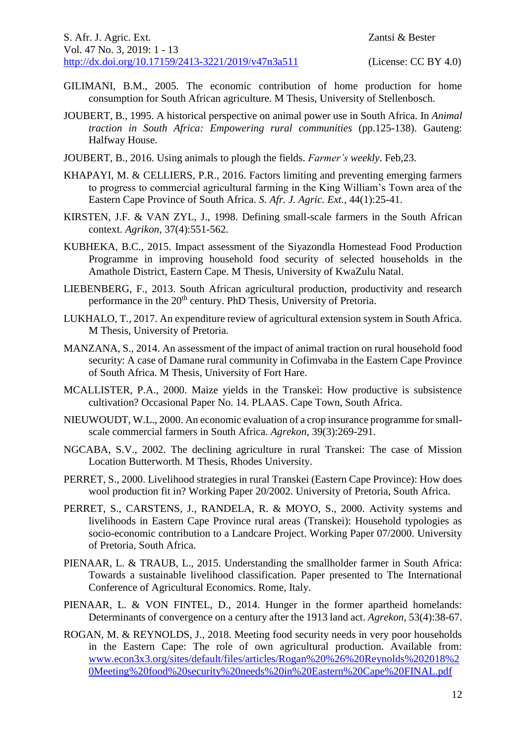GILIMANI, B.M., 2005. The economic contribution of home production for home consumption for South African agriculture. M Thesis, University of Stellenbosch.

JOUBERT, B., 1995. A historical perspective on animal power use in South Africa. In *Animal traction in South Africa: Empowering rural communities* (pp.125-138). Gauteng: Halfway House.

JOUBERT, B., 2016. Using animals to plough the fields. *Farmer's weekly*. Feb,23.

KHAPAYI, M. & CELLIERS, P.R., 2016. Factors limiting and preventing emerging farmers to progress to commercial agricultural farming in the King William's Town area of the Eastern Cape Province of South Africa. *S. Afr. J. Agric. Ext.,* 44(1):25-41.

KIRSTEN, J.F. & VAN ZYL, J., 1998. Defining small-scale farmers in the South African context. *Agrikon,* 37(4):551-562.

KUBHEKA, B.C., 2015. Impact assessment of the Siyazondla Homestead Food Production Programme in improving household food security of selected households in the Amathole District, Eastern Cape. M Thesis, University of KwaZulu Natal.

LIEBENBERG, F., 2013. South African agricultural production, productivity and research performance in the 20th century. PhD Thesis, University of Pretoria.

LUKHALO, T., 2017. An expenditure review of agricultural extension system in South Africa. M Thesis, University of Pretoria.

MANZANA, S., 2014. An assessment of the impact of animal traction on rural household food security: A case of Damane rural community in Cofimvaba in the Eastern Cape Province of South Africa. M Thesis, University of Fort Hare.

MCALLISTER, P.A., 2000. Maize yields in the Transkei: How productive is subsistence cultivation? Occasional Paper No. 14. PLAAS. Cape Town, South Africa.

NIEUWOUDT, W.L., 2000. An economic evaluation of a crop insurance programme for small-scale commercial farmers in South Africa. *Agrekon,* 39(3):269-291.

NGCABA, S.V., 2002. The declining agriculture in rural Transkei: The case of Mission Location Butterworth. M Thesis, Rhodes University.

PERRET, S., 2000. Livelihood strategies in rural Transkei (Eastern Cape Province): How does wool production fit in? Working Paper 20/2002. University of Pretoria, South Africa.

PERRET, S., CARSTENS, J., RANDELA, R. & MOYO, S., 2000. Activity systems and livelihoods in Eastern Cape Province rural areas (Transkei): Household typologies as socio-economic contribution to a Landcare Project. Working Paper 07/2000. University of Pretoria, South Africa.

PIENAAR, L. & TRAUB, L., 2015. Understanding the smallholder farmer in South Africa: Towards a sustainable livelihood classification. Paper presented to The International Conference of Agricultural Economics. Rome, Italy.

PIENAAR, L. & VON FINTEL, D., 2014. Hunger in the former apartheid homelands: Determinants of convergence on a century after the 1913 land act. *Agrekon,* 53(4):38-67.

ROGAN, M. & REYNOLDS, J., 2018. Meeting food security needs in very poor households in the Eastern Cape: The role of own agricultural production. Available from: www.econ3x3.org/sites/default/files/articles/Rogan%20%26%20Reynolds%202018%20Meeting%20food%20security%20needs%20in%20Eastern%20Cape%20FINAL.pdf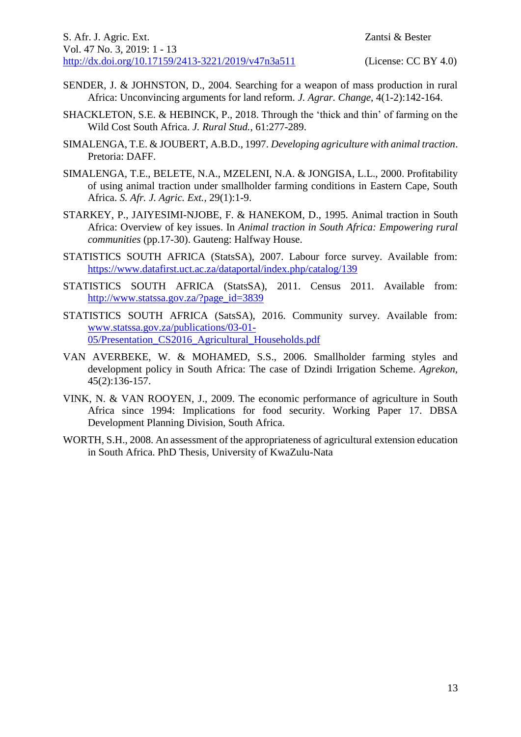SENDER, J. & JOHNSTON, D., 2004. Searching for a weapon of mass production in rural Africa: Unconvincing arguments for land reform. *J. Agrar. Change*, 4(1-2):142-164.

SHACKLETON, S.E. & HEBINCK, P., 2018. Through the 'thick and thin' of farming on the Wild Cost South Africa. *J. Rural Stud.*, 61:277-289.

SIMALENGA, T.E. & JOUBERT, A.B.D., 1997. *Developing agriculture with animal traction*. Pretoria: DAFF.

SIMALENGA, T.E., BELETE, N.A., MZELENI, N.A. & JONGISA, L.L., 2000. Profitability of using animal traction under smallholder farming conditions in Eastern Cape, South Africa. *S. Afr. J. Agric. Ext.*, 29(1):1-9.

STARKEY, P., JAIYESIMI-NJOBE, F. & HANEKOM, D., 1995. Animal traction in South Africa: Overview of key issues. In *Animal traction in South Africa: Empowering rural communities* (pp.17-30). Gauteng: Halfway House.

STATISTICS SOUTH AFRICA (StatsSA), 2007. Labour force survey. Available from: https://www.datafirst.uct.ac.za/dataportal/index.php/catalog/139

STATISTICS SOUTH AFRICA (StatsSA), 2011. Census 2011. Available from: http://www.statssa.gov.za/?page_id=3839

STATISTICS SOUTH AFRICA (SatsSA), 2016. Community survey. Available from: www.statssa.gov.za/publications/03-01-05/Presentation_CS2016_Agricultural_Households.pdf

VAN AVERBEKE, W. & MOHAMED, S.S., 2006. Smallholder farming styles and development policy in South Africa: The case of Dzindi Irrigation Scheme. *Agrekon*, 45(2):136-157.

VINK, N. & VAN ROOYEN, J., 2009. The economic performance of agriculture in South Africa since 1994: Implications for food security. Working Paper 17. DBSA Development Planning Division, South Africa.

WORTH, S.H., 2008. An assessment of the appropriateness of agricultural extension education in South Africa. PhD Thesis, University of KwaZulu-Nata